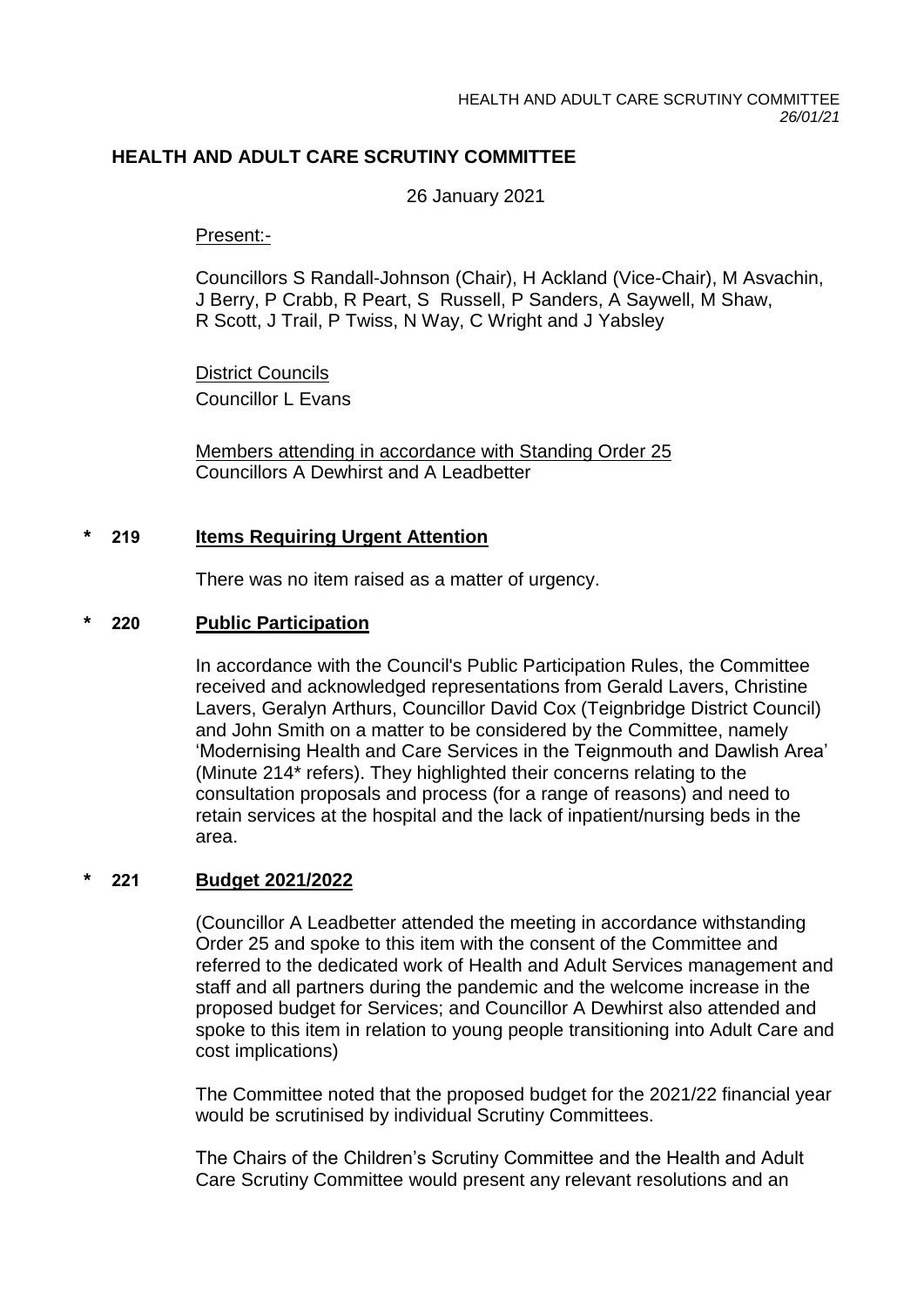# HEALTH AND ADULT CARE SCRUTINY COMMITTEE

26 January 2021

Present:-

Councillors S Randall-Johnson (Chair), H Ackland (Vice-Chair), M Asvachin, J Berry, P Crabb, R Peart, S Russell, P Sanders, A Saywell, M Shaw, R Scott, J Trail, P Twiss, N Way, C Wright and J Yabsley

District Councils
Councillor L Evans

Members attending in accordance with Standing Order 25
Councillors A Dewhirst and A Leadbetter

## * 219 Items Requiring Urgent Attention

There was no item raised as a matter of urgency.

## * 220 Public Participation

In accordance with the Council's Public Participation Rules, the Committee received and acknowledged representations from Gerald Lavers, Christine Lavers, Geralyn Arthurs, Councillor David Cox (Teignbridge District Council) and John Smith on a matter to be considered by the Committee, namely 'Modernising Health and Care Services in the Teignmouth and Dawlish Area' (Minute 214* refers). They highlighted their concerns relating to the consultation proposals and process (for a range of reasons) and need to retain services at the hospital and the lack of inpatient/nursing beds in the area.

## * 221 Budget 2021/2022

(Councillor A Leadbetter attended the meeting in accordance withstanding Order 25 and spoke to this item with the consent of the Committee and referred to the dedicated work of Health and Adult Services management and staff and all partners during the pandemic and the welcome increase in the proposed budget for Services; and Councillor A Dewhirst also attended and spoke to this item in relation to young people transitioning into Adult Care and cost implications)

The Committee noted that the proposed budget for the 2021/22 financial year would be scrutinised by individual Scrutiny Committees.

The Chairs of the Children's Scrutiny Committee and the Health and Adult Care Scrutiny Committee would present any relevant resolutions and an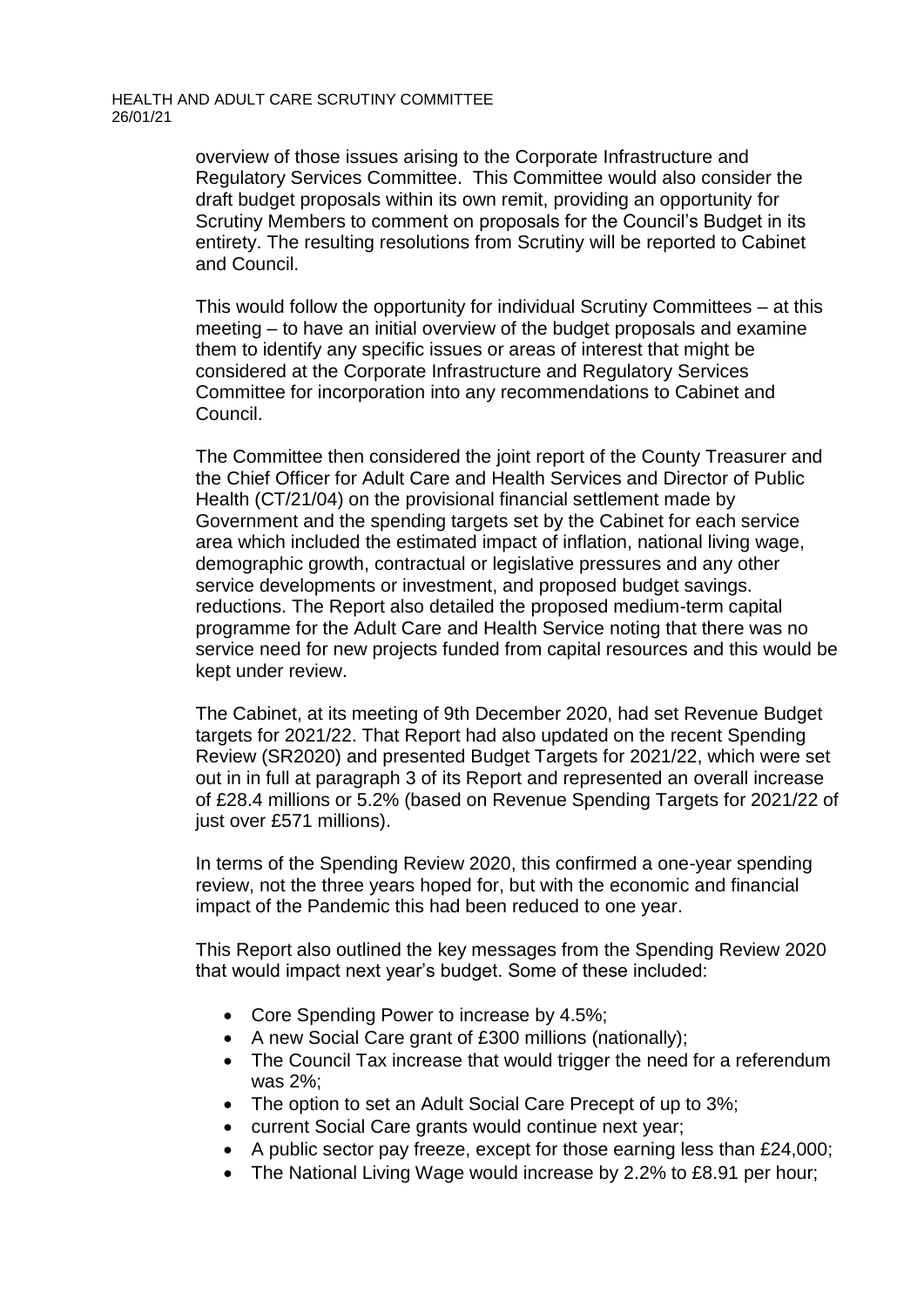overview of those issues arising to the Corporate Infrastructure and Regulatory Services Committee. This Committee would also consider the draft budget proposals within its own remit, providing an opportunity for Scrutiny Members to comment on proposals for the Council's Budget in its entirety. The resulting resolutions from Scrutiny will be reported to Cabinet and Council.

This would follow the opportunity for individual Scrutiny Committees – at this meeting – to have an initial overview of the budget proposals and examine them to identify any specific issues or areas of interest that might be considered at the Corporate Infrastructure and Regulatory Services Committee for incorporation into any recommendations to Cabinet and Council.

The Committee then considered the joint report of the County Treasurer and the Chief Officer for Adult Care and Health Services and Director of Public Health (CT/21/04) on the provisional financial settlement made by Government and the spending targets set by the Cabinet for each service area which included the estimated impact of inflation, national living wage, demographic growth, contractual or legislative pressures and any other service developments or investment, and proposed budget savings. reductions. The Report also detailed the proposed medium-term capital programme for the Adult Care and Health Service noting that there was no service need for new projects funded from capital resources and this would be kept under review.

The Cabinet, at its meeting of 9th December 2020, had set Revenue Budget targets for 2021/22. That Report had also updated on the recent Spending Review (SR2020) and presented Budget Targets for 2021/22, which were set out in in full at paragraph 3 of its Report and represented an overall increase of £28.4 millions or 5.2% (based on Revenue Spending Targets for 2021/22 of just over £571 millions).

In terms of the Spending Review 2020, this confirmed a one-year spending review, not the three years hoped for, but with the economic and financial impact of the Pandemic this had been reduced to one year.

This Report also outlined the key messages from the Spending Review 2020 that would impact next year's budget. Some of these included:

- Core Spending Power to increase by 4.5%;
- A new Social Care grant of £300 millions (nationally);
- The Council Tax increase that would trigger the need for a referendum was 2%;
- The option to set an Adult Social Care Precept of up to 3%;
- current Social Care grants would continue next year;
- A public sector pay freeze, except for those earning less than £24,000;
- The National Living Wage would increase by 2.2% to £8.91 per hour;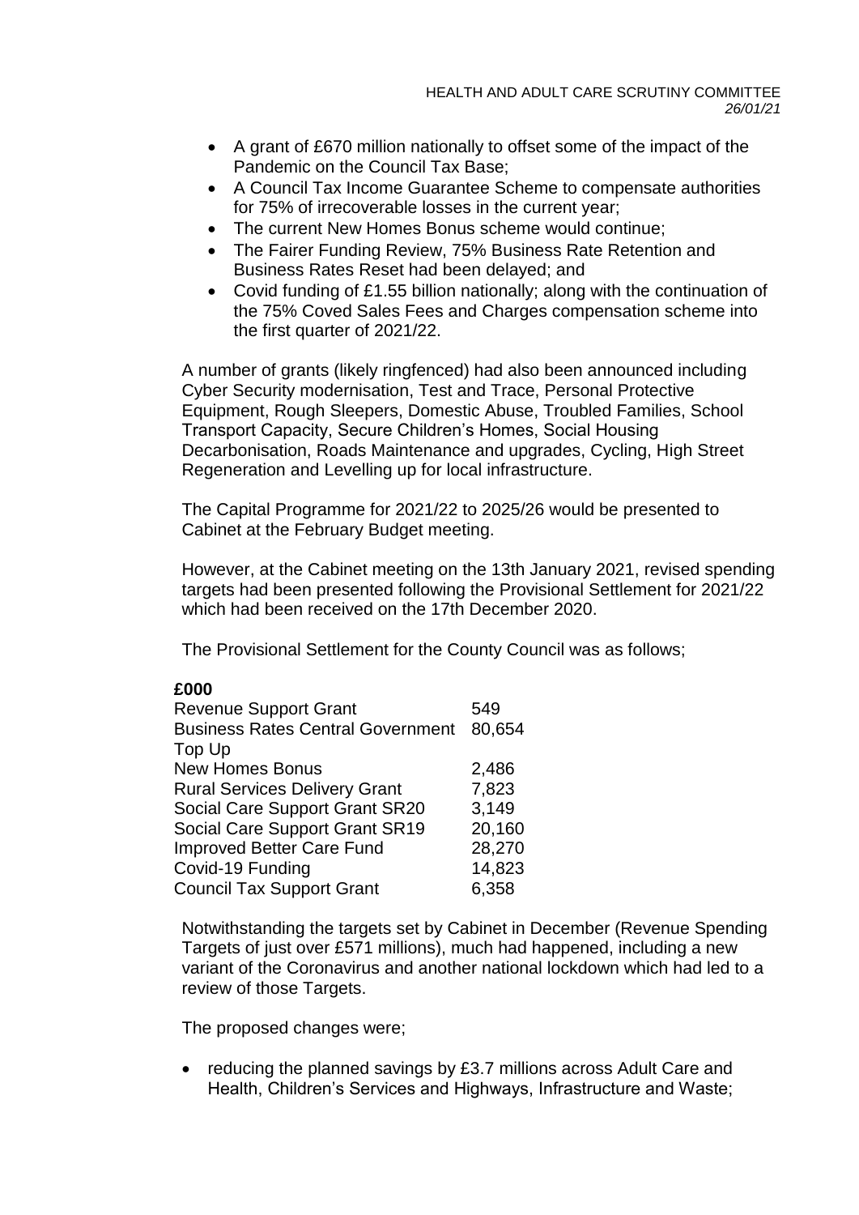- A grant of £670 million nationally to offset some of the impact of the Pandemic on the Council Tax Base;
- A Council Tax Income Guarantee Scheme to compensate authorities for 75% of irrecoverable losses in the current year;
- The current New Homes Bonus scheme would continue;
- The Fairer Funding Review, 75% Business Rate Retention and Business Rates Reset had been delayed; and
- Covid funding of £1.55 billion nationally; along with the continuation of the 75% Coved Sales Fees and Charges compensation scheme into the first quarter of 2021/22.

A number of grants (likely ringfenced) had also been announced including Cyber Security modernisation, Test and Trace, Personal Protective Equipment, Rough Sleepers, Domestic Abuse, Troubled Families, School Transport Capacity, Secure Children's Homes, Social Housing Decarbonisation, Roads Maintenance and upgrades, Cycling, High Street Regeneration and Levelling up for local infrastructure.

The Capital Programme for 2021/22 to 2025/26 would be presented to Cabinet at the February Budget meeting.

However, at the Cabinet meeting on the 13th January 2021, revised spending targets had been presented following the Provisional Settlement for 2021/22 which had been received on the 17th December 2020.

The Provisional Settlement for the County Council was as follows;

| | **£000** |
|---|---|
| Revenue Support Grant | 549 |
| Business Rates Central Government Top Up | 80,654 |
| New Homes Bonus | 2,486 |
| Rural Services Delivery Grant | 7,823 |
| Social Care Support Grant SR20 | 3,149 |
| Social Care Support Grant SR19 | 20,160 |
| Improved Better Care Fund | 28,270 |
| Covid-19 Funding | 14,823 |
| Council Tax Support Grant | 6,358 |

Notwithstanding the targets set by Cabinet in December (Revenue Spending Targets of just over £571 millions), much had happened, including a new variant of the Coronavirus and another national lockdown which had led to a review of those Targets.

The proposed changes were;

- reducing the planned savings by £3.7 millions across Adult Care and Health, Children's Services and Highways, Infrastructure and Waste;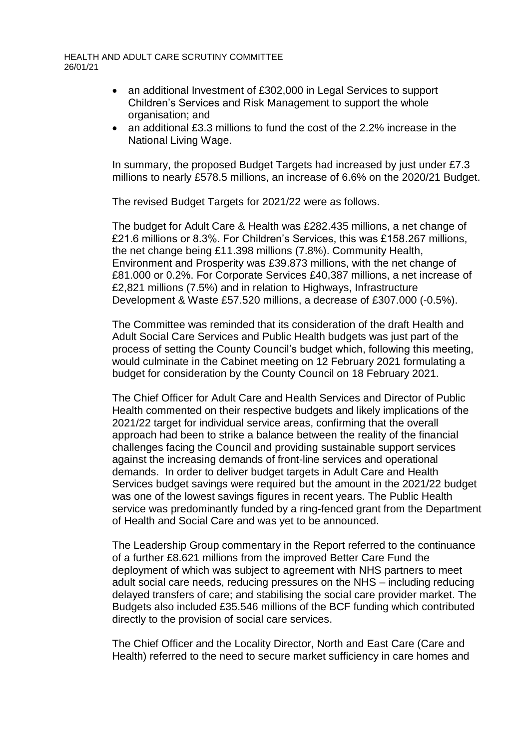- an additional Investment of £302,000 in Legal Services to support Children's Services and Risk Management to support the whole organisation; and
- an additional £3.3 millions to fund the cost of the 2.2% increase in the National Living Wage.

In summary, the proposed Budget Targets had increased by just under £7.3 millions to nearly £578.5 millions, an increase of 6.6% on the 2020/21 Budget.

The revised Budget Targets for 2021/22 were as follows.

The budget for Adult Care & Health was £282.435 millions, a net change of £21.6 millions or 8.3%. For Children's Services, this was £158.267 millions, the net change being £11.398 millions (7.8%). Community Health, Environment and Prosperity was £39.873 millions, with the net change of £81.000 or 0.2%. For Corporate Services £40,387 millions, a net increase of £2,821 millions (7.5%) and in relation to Highways, Infrastructure Development & Waste £57.520 millions, a decrease of £307.000 (-0.5%).

The Committee was reminded that its consideration of the draft Health and Adult Social Care Services and Public Health budgets was just part of the process of setting the County Council's budget which, following this meeting, would culminate in the Cabinet meeting on 12 February 2021 formulating a budget for consideration by the County Council on 18 February 2021.

The Chief Officer for Adult Care and Health Services and Director of Public Health commented on their respective budgets and likely implications of the 2021/22 target for individual service areas, confirming that the overall approach had been to strike a balance between the reality of the financial challenges facing the Council and providing sustainable support services against the increasing demands of front-line services and operational demands. In order to deliver budget targets in Adult Care and Health Services budget savings were required but the amount in the 2021/22 budget was one of the lowest savings figures in recent years. The Public Health service was predominantly funded by a ring-fenced grant from the Department of Health and Social Care and was yet to be announced.

The Leadership Group commentary in the Report referred to the continuance of a further £8.621 millions from the improved Better Care Fund the deployment of which was subject to agreement with NHS partners to meet adult social care needs, reducing pressures on the NHS – including reducing delayed transfers of care; and stabilising the social care provider market. The Budgets also included £35.546 millions of the BCF funding which contributed directly to the provision of social care services.

The Chief Officer and the Locality Director, North and East Care (Care and Health) referred to the need to secure market sufficiency in care homes and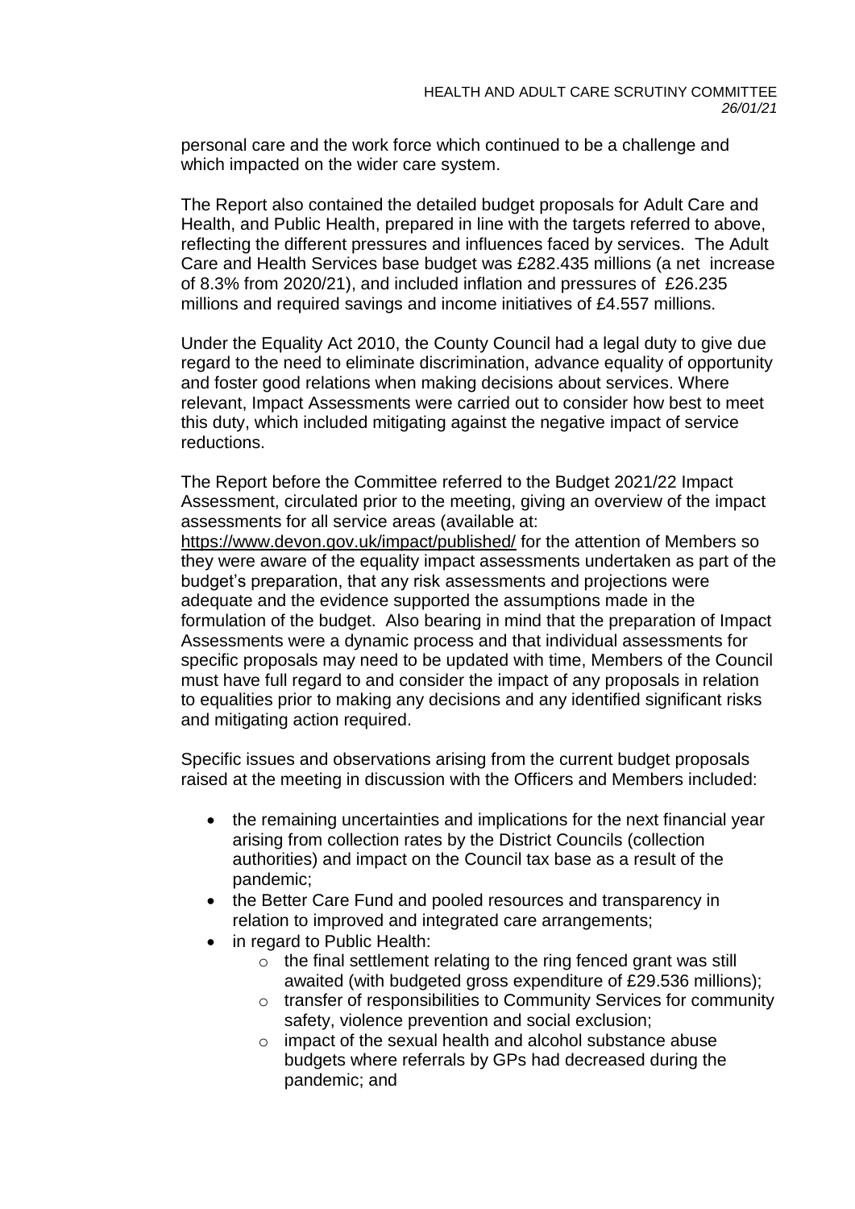personal care and the work force which continued to be a challenge and which impacted on the wider care system.

The Report also contained the detailed budget proposals for Adult Care and Health, and Public Health, prepared in line with the targets referred to above, reflecting the different pressures and influences faced by services. The Adult Care and Health Services base budget was £282.435 millions (a net increase of 8.3% from 2020/21), and included inflation and pressures of £26.235 millions and required savings and income initiatives of £4.557 millions.

Under the Equality Act 2010, the County Council had a legal duty to give due regard to the need to eliminate discrimination, advance equality of opportunity and foster good relations when making decisions about services. Where relevant, Impact Assessments were carried out to consider how best to meet this duty, which included mitigating against the negative impact of service reductions.

The Report before the Committee referred to the Budget 2021/22 Impact Assessment, circulated prior to the meeting, giving an overview of the impact assessments for all service areas (available at: https://www.devon.gov.uk/impact/published/ for the attention of Members so they were aware of the equality impact assessments undertaken as part of the budget's preparation, that any risk assessments and projections were adequate and the evidence supported the assumptions made in the formulation of the budget. Also bearing in mind that the preparation of Impact Assessments were a dynamic process and that individual assessments for specific proposals may need to be updated with time, Members of the Council must have full regard to and consider the impact of any proposals in relation to equalities prior to making any decisions and any identified significant risks and mitigating action required.

Specific issues and observations arising from the current budget proposals raised at the meeting in discussion with the Officers and Members included:

- the remaining uncertainties and implications for the next financial year arising from collection rates by the District Councils (collection authorities) and impact on the Council tax base as a result of the pandemic;
- the Better Care Fund and pooled resources and transparency in relation to improved and integrated care arrangements;
- in regard to Public Health:
    - the final settlement relating to the ring fenced grant was still awaited (with budgeted gross expenditure of £29.536 millions);
    - transfer of responsibilities to Community Services for community safety, violence prevention and social exclusion;
    - impact of the sexual health and alcohol substance abuse budgets where referrals by GPs had decreased during the pandemic; and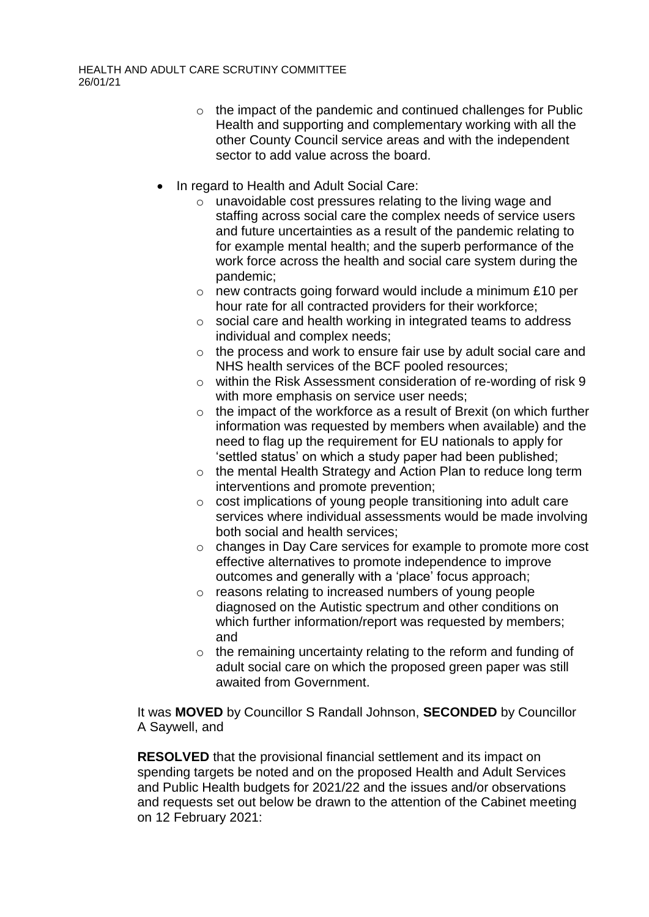- the impact of the pandemic and continued challenges for Public Health and supporting and complementary working with all the other County Council service areas and with the independent sector to add value across the board.

- In regard to Health and Adult Social Care:
    - unavoidable cost pressures relating to the living wage and staffing across social care the complex needs of service users and future uncertainties as a result of the pandemic relating to for example mental health; and the superb performance of the work force across the health and social care system during the pandemic;
    - new contracts going forward would include a minimum £10 per hour rate for all contracted providers for their workforce;
    - social care and health working in integrated teams to address individual and complex needs;
    - the process and work to ensure fair use by adult social care and NHS health services of the BCF pooled resources;
    - within the Risk Assessment consideration of re-wording of risk 9 with more emphasis on service user needs;
    - the impact of the workforce as a result of Brexit (on which further information was requested by members when available) and the need to flag up the requirement for EU nationals to apply for 'settled status' on which a study paper had been published;
    - the mental Health Strategy and Action Plan to reduce long term interventions and promote prevention;
    - cost implications of young people transitioning into adult care services where individual assessments would be made involving both social and health services;
    - changes in Day Care services for example to promote more cost effective alternatives to promote independence to improve outcomes and generally with a 'place' focus approach;
    - reasons relating to increased numbers of young people diagnosed on the Autistic spectrum and other conditions on which further information/report was requested by members; and
    - the remaining uncertainty relating to the reform and funding of adult social care on which the proposed green paper was still awaited from Government.

It was **MOVED** by Councillor S Randall Johnson, **SECONDED** by Councillor A Saywell, and

**RESOLVED** that the provisional financial settlement and its impact on spending targets be noted and on the proposed Health and Adult Services and Public Health budgets for 2021/22 and the issues and/or observations and requests set out below be drawn to the attention of the Cabinet meeting on 12 February 2021: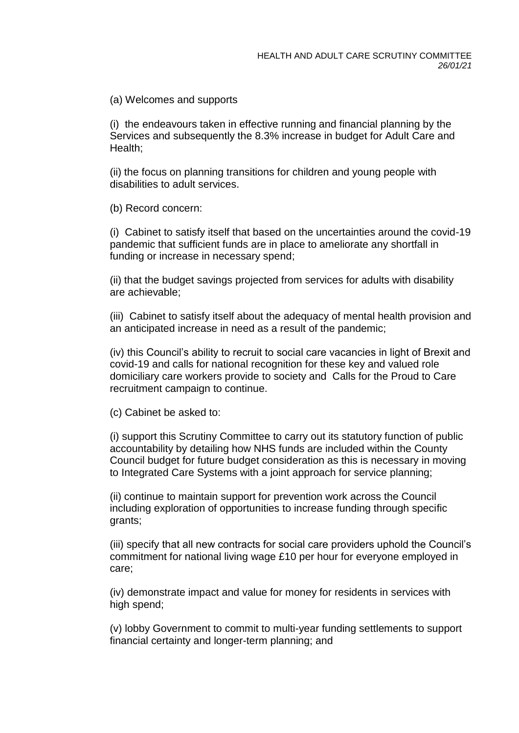(a) Welcomes and supports

(i) the endeavours taken in effective running and financial planning by the Services and subsequently the 8.3% increase in budget for Adult Care and Health;

(ii) the focus on planning transitions for children and young people with disabilities to adult services.

(b) Record concern:

(i) Cabinet to satisfy itself that based on the uncertainties around the covid-19 pandemic that sufficient funds are in place to ameliorate any shortfall in funding or increase in necessary spend;

(ii) that the budget savings projected from services for adults with disability are achievable;

(iii) Cabinet to satisfy itself about the adequacy of mental health provision and an anticipated increase in need as a result of the pandemic;

(iv) this Council's ability to recruit to social care vacancies in light of Brexit and covid-19 and calls for national recognition for these key and valued role domiciliary care workers provide to society and Calls for the Proud to Care recruitment campaign to continue.

(c) Cabinet be asked to:

(i) support this Scrutiny Committee to carry out its statutory function of public accountability by detailing how NHS funds are included within the County Council budget for future budget consideration as this is necessary in moving to Integrated Care Systems with a joint approach for service planning;

(ii) continue to maintain support for prevention work across the Council including exploration of opportunities to increase funding through specific grants;

(iii) specify that all new contracts for social care providers uphold the Council's commitment for national living wage £10 per hour for everyone employed in care;

(iv) demonstrate impact and value for money for residents in services with high spend;

(v) lobby Government to commit to multi-year funding settlements to support financial certainty and longer-term planning; and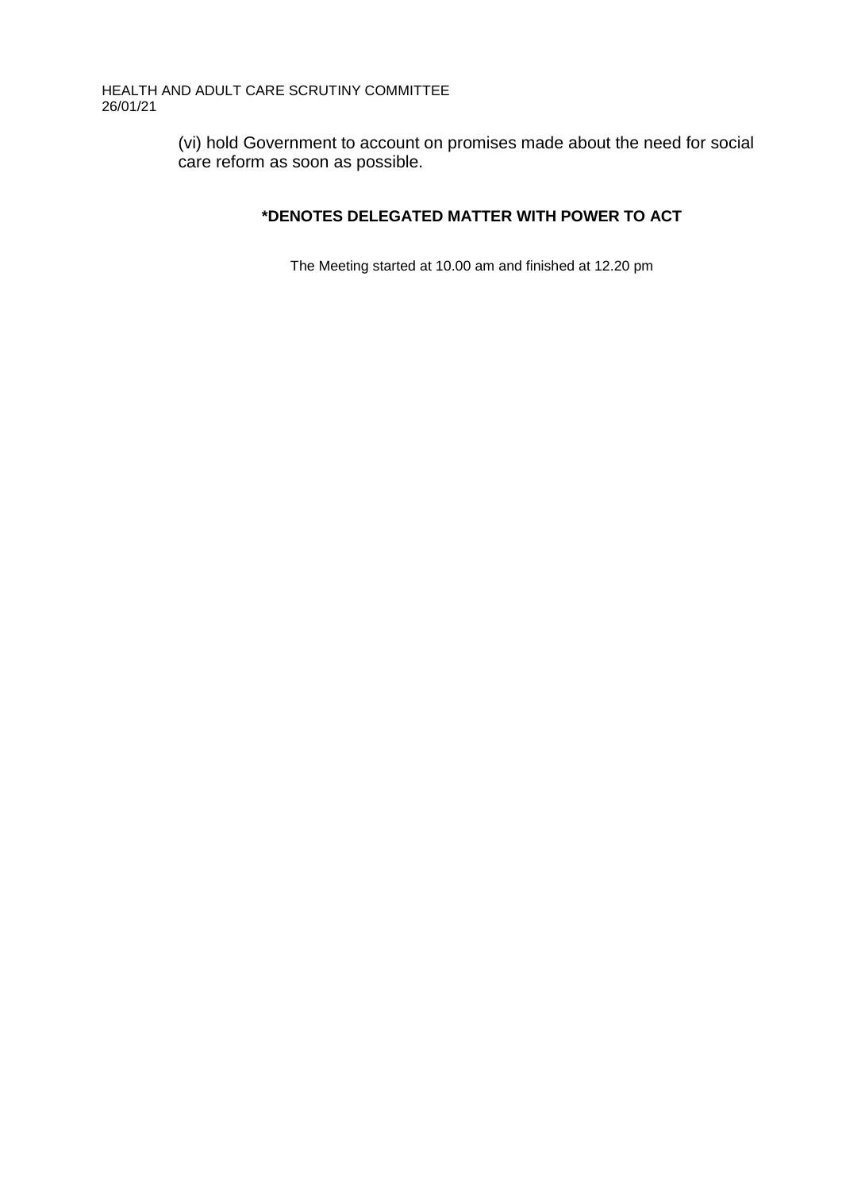(vi) hold Government to account on promises made about the need for social care reform as soon as possible.

**\*DENOTES DELEGATED MATTER WITH POWER TO ACT**

The Meeting started at 10.00 am and finished at 12.20 pm